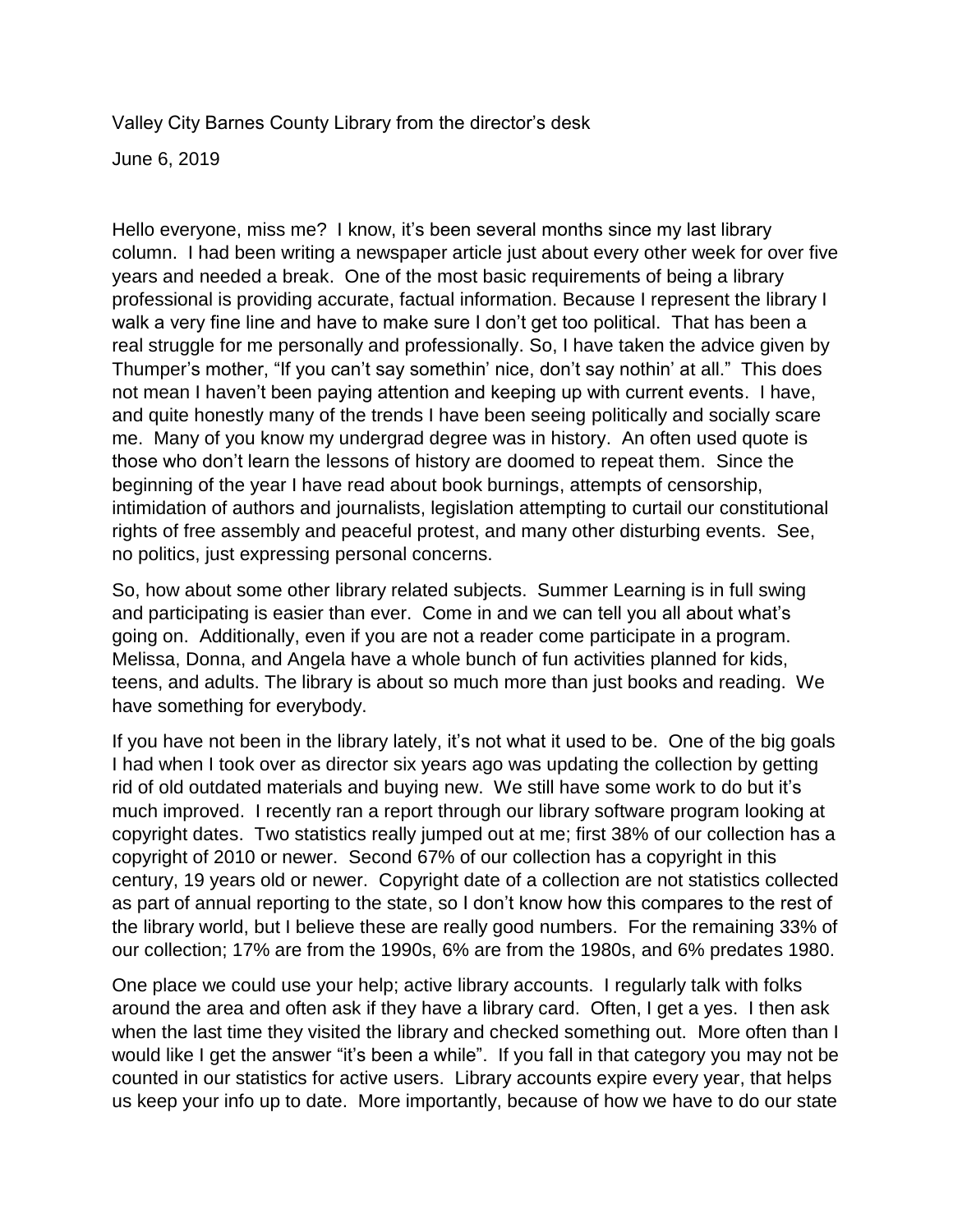Valley City Barnes County Library from the director's desk

June 6, 2019

Hello everyone, miss me? I know, it's been several months since my last library column. I had been writing a newspaper article just about every other week for over five years and needed a break. One of the most basic requirements of being a library professional is providing accurate, factual information. Because I represent the library I walk a very fine line and have to make sure I don't get too political. That has been a real struggle for me personally and professionally. So, I have taken the advice given by Thumper's mother, "If you can't say somethin' nice, don't say nothin' at all." This does not mean I haven't been paying attention and keeping up with current events. I have, and quite honestly many of the trends I have been seeing politically and socially scare me. Many of you know my undergrad degree was in history. An often used quote is those who don't learn the lessons of history are doomed to repeat them. Since the beginning of the year I have read about book burnings, attempts of censorship, intimidation of authors and journalists, legislation attempting to curtail our constitutional rights of free assembly and peaceful protest, and many other disturbing events. See, no politics, just expressing personal concerns.

So, how about some other library related subjects. Summer Learning is in full swing and participating is easier than ever. Come in and we can tell you all about what's going on. Additionally, even if you are not a reader come participate in a program. Melissa, Donna, and Angela have a whole bunch of fun activities planned for kids, teens, and adults. The library is about so much more than just books and reading. We have something for everybody.

If you have not been in the library lately, it's not what it used to be. One of the big goals I had when I took over as director six years ago was updating the collection by getting rid of old outdated materials and buying new. We still have some work to do but it's much improved. I recently ran a report through our library software program looking at copyright dates. Two statistics really jumped out at me; first 38% of our collection has a copyright of 2010 or newer. Second 67% of our collection has a copyright in this century, 19 years old or newer. Copyright date of a collection are not statistics collected as part of annual reporting to the state, so I don't know how this compares to the rest of the library world, but I believe these are really good numbers. For the remaining 33% of our collection; 17% are from the 1990s, 6% are from the 1980s, and 6% predates 1980.

One place we could use your help; active library accounts. I regularly talk with folks around the area and often ask if they have a library card. Often, I get a yes. I then ask when the last time they visited the library and checked something out. More often than I would like I get the answer "it's been a while". If you fall in that category you may not be counted in our statistics for active users. Library accounts expire every year, that helps us keep your info up to date. More importantly, because of how we have to do our state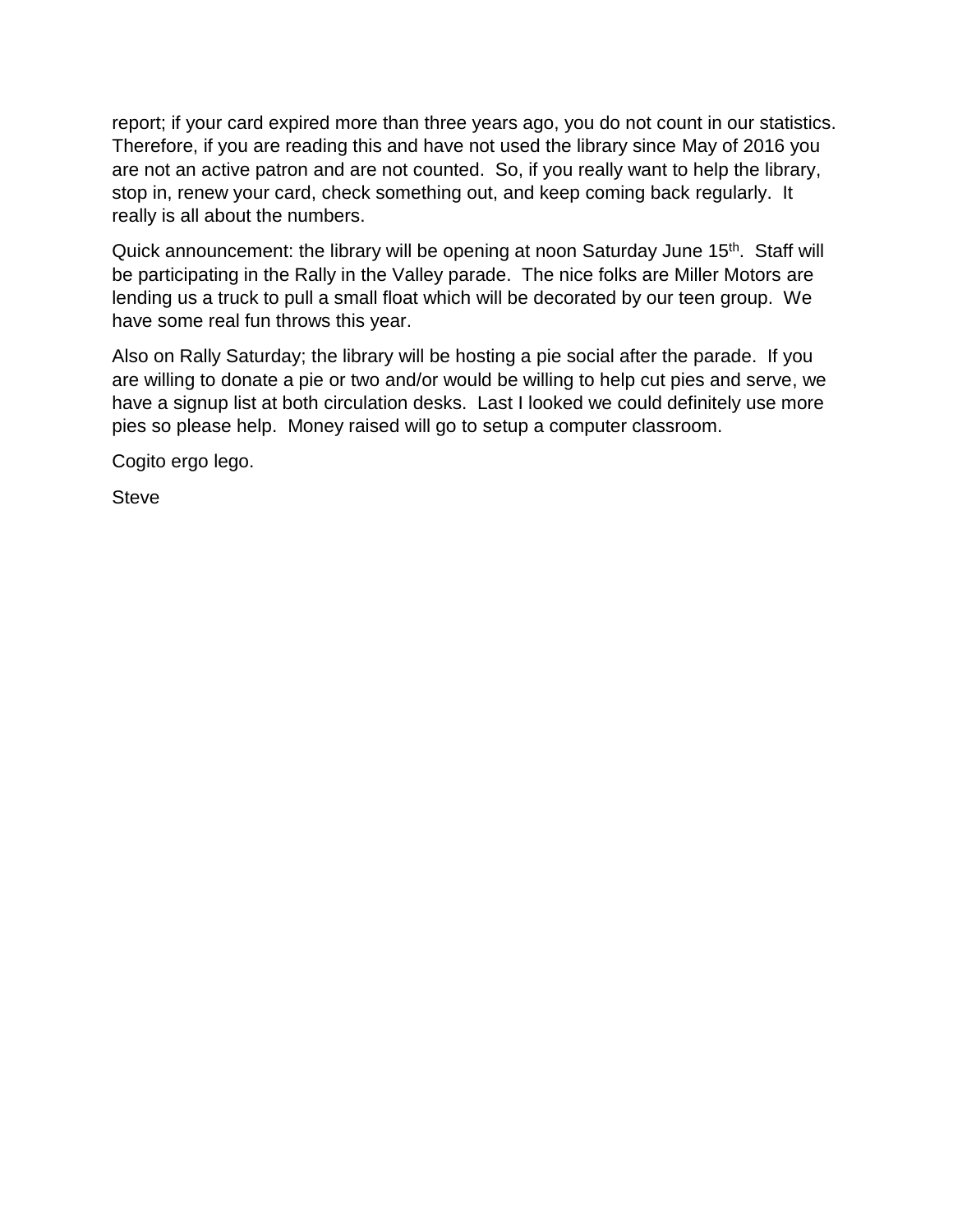report; if your card expired more than three years ago, you do not count in our statistics. Therefore, if you are reading this and have not used the library since May of 2016 you are not an active patron and are not counted. So, if you really want to help the library, stop in, renew your card, check something out, and keep coming back regularly. It really is all about the numbers.

Quick announcement: the library will be opening at noon Saturday June 15th. Staff will be participating in the Rally in the Valley parade. The nice folks are Miller Motors are lending us a truck to pull a small float which will be decorated by our teen group. We have some real fun throws this year.

Also on Rally Saturday; the library will be hosting a pie social after the parade. If you are willing to donate a pie or two and/or would be willing to help cut pies and serve, we have a signup list at both circulation desks. Last I looked we could definitely use more pies so please help. Money raised will go to setup a computer classroom.

Cogito ergo lego.

Steve